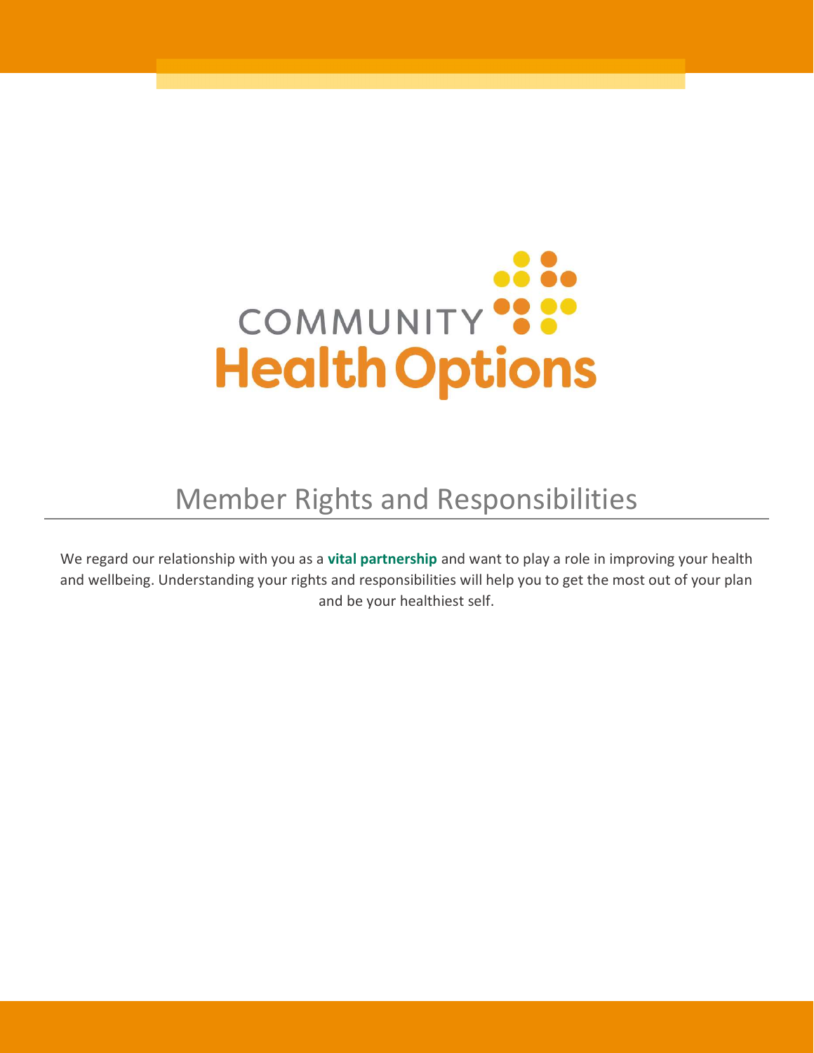COMMUNITY Health Options

# Member Rights and Responsibilities

We regard our relationship with you as a **vital partnership** and want to play a role in improving your health and wellbeing. Understanding your rights and responsibilities will help you to get the most out of your plan and be your healthiest self.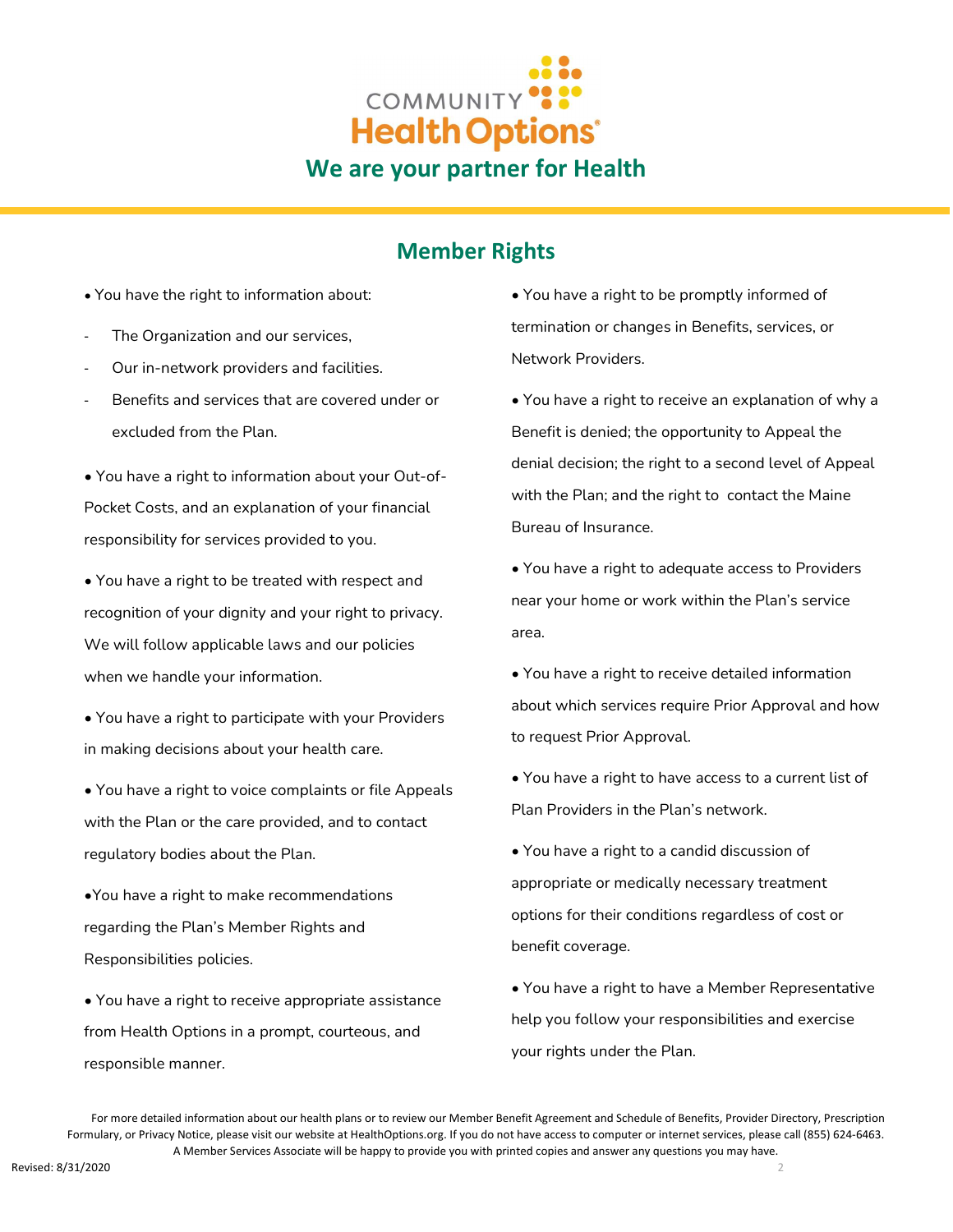COMMUNITY Health Options

## We are your partner for Health

## Member Rights

- You have the right to information about:
  - The Organization and our services,
  - Our in-network providers and facilities.
  - Benefits and services that are covered under or excluded from the Plan.
- You have a right to information about your Out-of-Pocket Costs, and an explanation of your financial responsibility for services provided to you.
- You have a right to be treated with respect and recognition of your dignity and your right to privacy. We will follow applicable laws and our policies when we handle your information.
- You have a right to participate with your Providers in making decisions about your health care.
- You have a right to voice complaints or file Appeals with the Plan or the care provided, and to contact regulatory bodies about the Plan.
- You have a right to make recommendations regarding the Plan's Member Rights and Responsibilities policies.
- You have a right to receive appropriate assistance from Health Options in a prompt, courteous, and responsible manner.
- You have a right to be promptly informed of termination or changes in Benefits, services, or Network Providers.
- You have a right to receive an explanation of why a Benefit is denied; the opportunity to Appeal the denial decision; the right to a second level of Appeal with the Plan; and the right to contact the Maine Bureau of Insurance.
- You have a right to adequate access to Providers near your home or work within the Plan's service area.
- You have a right to receive detailed information about which services require Prior Approval and how to request Prior Approval.
- You have a right to have access to a current list of Plan Providers in the Plan's network.
- You have a right to a candid discussion of appropriate or medically necessary treatment options for their conditions regardless of cost or benefit coverage.
- You have a right to have a Member Representative help you follow your responsibilities and exercise your rights under the Plan.

For more detailed information about our health plans or to review our Member Benefit Agreement and Schedule of Benefits, Provider Directory, Prescription Formulary, or Privacy Notice, please visit our website at HealthOptions.org. If you do not have access to computer or internet services, please call (855) 624-6463. A Member Services Associate will be happy to provide you with printed copies and answer any questions you may have.

Revised: 8/31/2020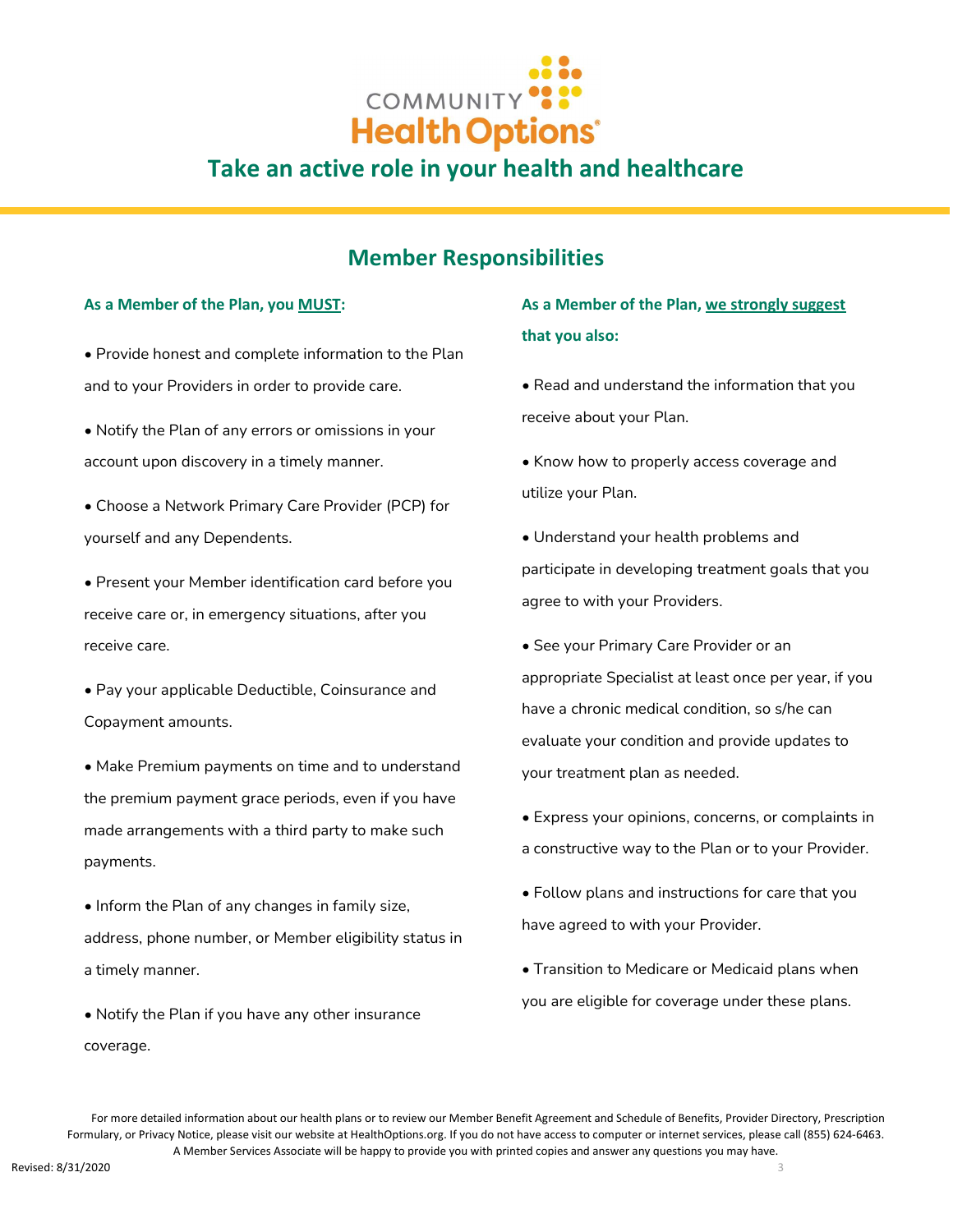COMMUNITY Health Options®

# Take an active role in your health and healthcare

## Member Responsibilities

**As a Member of the Plan, you <u>MUST</u>:**

- Provide honest and complete information to the Plan and to your Providers in order to provide care.
- Notify the Plan of any errors or omissions in your account upon discovery in a timely manner.
- Choose a Network Primary Care Provider (PCP) for yourself and any Dependents.
- Present your Member identification card before you receive care or, in emergency situations, after you receive care.
- Pay your applicable Deductible, Coinsurance and Copayment amounts.
- Make Premium payments on time and to understand the premium payment grace periods, even if you have made arrangements with a third party to make such payments.
- Inform the Plan of any changes in family size, address, phone number, or Member eligibility status in a timely manner.
- Notify the Plan if you have any other insurance coverage.

**As a Member of the Plan, <u>we strongly suggest</u> that you also:**

- Read and understand the information that you receive about your Plan.
- Know how to properly access coverage and utilize your Plan.
- Understand your health problems and participate in developing treatment goals that you agree to with your Providers.
- See your Primary Care Provider or an appropriate Specialist at least once per year, if you have a chronic medical condition, so s/he can evaluate your condition and provide updates to your treatment plan as needed.
- Express your opinions, concerns, or complaints in a constructive way to the Plan or to your Provider.
- Follow plans and instructions for care that you have agreed to with your Provider.
- Transition to Medicare or Medicaid plans when you are eligible for coverage under these plans.

For more detailed information about our health plans or to review our Member Benefit Agreement and Schedule of Benefits, Provider Directory, Prescription Formulary, or Privacy Notice, please visit our website at HealthOptions.org. If you do not have access to computer or internet services, please call (855) 624-6463. A Member Services Associate will be happy to provide you with printed copies and answer any questions you may have.

Revised: 8/31/2020